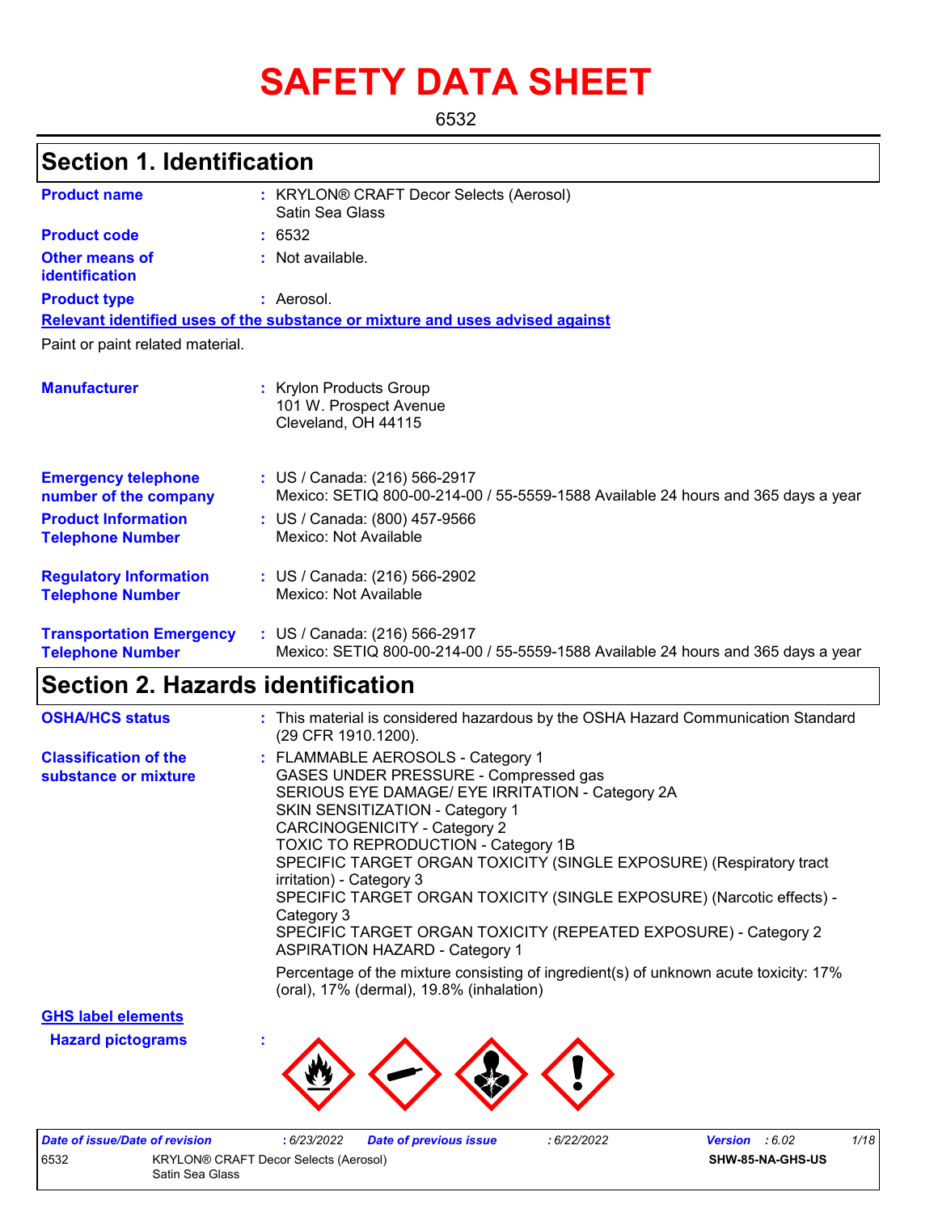# SAFETY DATA SHEET

6532

## Section 1. Identification

| | | |
|---|---|---|
| **Product name** | : | KRYLON® CRAFT Decor Selects (Aerosol) Satin Sea Glass |
| **Product code** | : | 6532 |
| **Other means of identification** | : | Not available. |
| **Product type** | : | Aerosol. |

**Relevant identified uses of the substance or mixture and uses advised against**

Paint or paint related material.

| | | |
|---|---|---|
| **Manufacturer** | : | Krylon Products Group<br>101 W. Prospect Avenue<br>Cleveland, OH 44115 |
| **Emergency telephone number of the company** | : | US / Canada: (216) 566-2917<br>Mexico: SETIQ 800-00-214-00 / 55-5559-1588 Available 24 hours and 365 days a year |
| **Product Information Telephone Number** | : | US / Canada: (800) 457-9566<br>Mexico: Not Available |
| **Regulatory Information Telephone Number** | : | US / Canada: (216) 566-2902<br>Mexico: Not Available |
| **Transportation Emergency Telephone Number** | : | US / Canada: (216) 566-2917<br>Mexico: SETIQ 800-00-214-00 / 55-5559-1588 Available 24 hours and 365 days a year |

## Section 2. Hazards identification

| | | |
|---|---|---|
| **OSHA/HCS status** | : | This material is considered hazardous by the OSHA Hazard Communication Standard (29 CFR 1910.1200). |
| **Classification of the substance or mixture** | : | FLAMMABLE AEROSOLS - Category 1<br>GASES UNDER PRESSURE - Compressed gas<br>SERIOUS EYE DAMAGE/ EYE IRRITATION - Category 2A<br>SKIN SENSITIZATION - Category 1<br>CARCINOGENICITY - Category 2<br>TOXIC TO REPRODUCTION - Category 1B<br>SPECIFIC TARGET ORGAN TOXICITY (SINGLE EXPOSURE) (Respiratory tract irritation) - Category 3<br>SPECIFIC TARGET ORGAN TOXICITY (SINGLE EXPOSURE) (Narcotic effects) - Category 3<br>SPECIFIC TARGET ORGAN TOXICITY (REPEATED EXPOSURE) - Category 2<br>ASPIRATION HAZARD - Category 1<br><br>Percentage of the mixture consisting of ingredient(s) of unknown acute toxicity: 17% (oral), 17% (dermal), 19.8% (inhalation) |

**GHS label elements**

**Hazard pictograms** :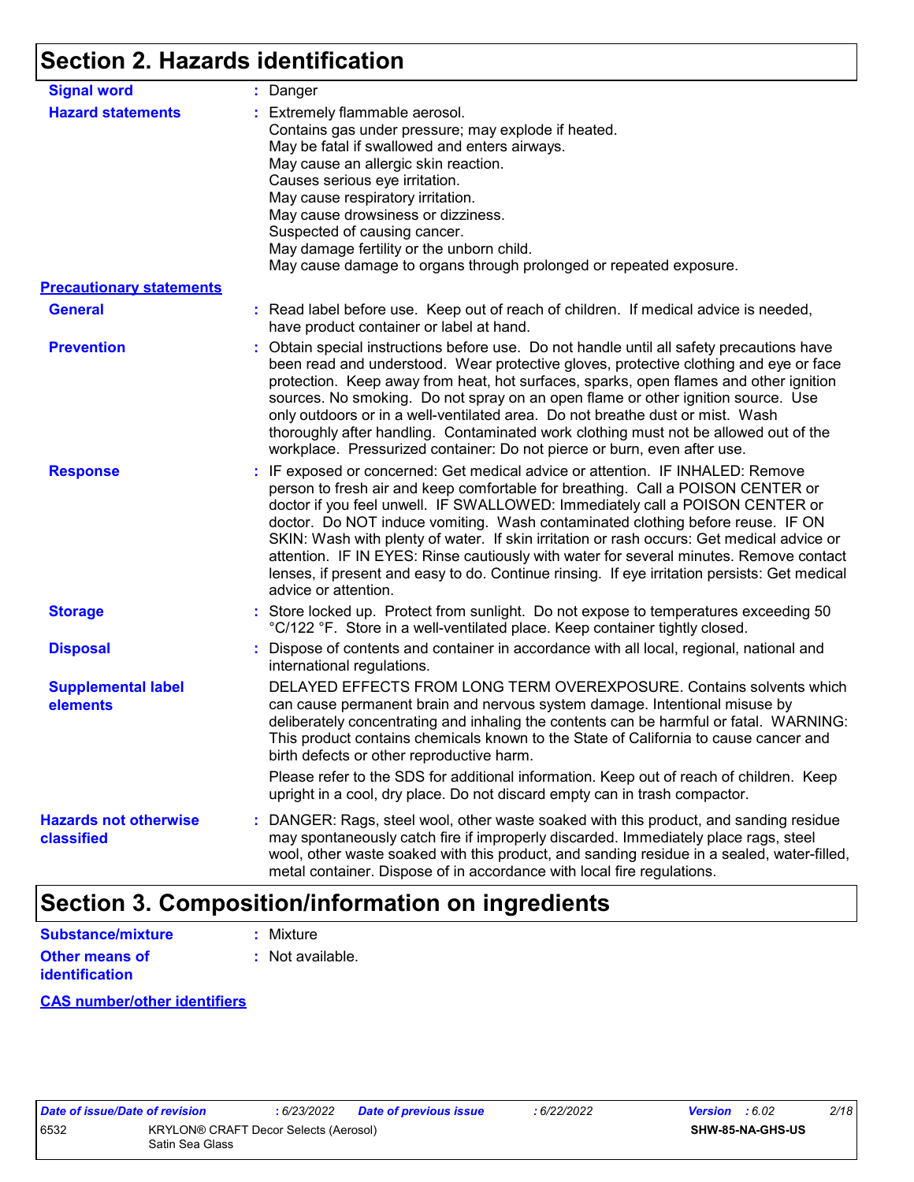## Section 2. Hazards identification

**Signal word** : Danger

**Hazard statements** : Extremely flammable aerosol.
Contains gas under pressure; may explode if heated.
May be fatal if swallowed and enters airways.
May cause an allergic skin reaction.
Causes serious eye irritation.
May cause respiratory irritation.
May cause drowsiness or dizziness.
Suspected of causing cancer.
May damage fertility or the unborn child.
May cause damage to organs through prolonged or repeated exposure.

**Precautionary statements**

**General** : Read label before use. Keep out of reach of children. If medical advice is needed, have product container or label at hand.

**Prevention** : Obtain special instructions before use. Do not handle until all safety precautions have been read and understood. Wear protective gloves, protective clothing and eye or face protection. Keep away from heat, hot surfaces, sparks, open flames and other ignition sources. No smoking. Do not spray on an open flame or other ignition source. Use only outdoors or in a well-ventilated area. Do not breathe dust or mist. Wash thoroughly after handling. Contaminated work clothing must not be allowed out of the workplace. Pressurized container: Do not pierce or burn, even after use.

**Response** : IF exposed or concerned: Get medical advice or attention. IF INHALED: Remove person to fresh air and keep comfortable for breathing. Call a POISON CENTER or doctor if you feel unwell. IF SWALLOWED: Immediately call a POISON CENTER or doctor. Do NOT induce vomiting. Wash contaminated clothing before reuse. IF ON SKIN: Wash with plenty of water. If skin irritation or rash occurs: Get medical advice or attention. IF IN EYES: Rinse cautiously with water for several minutes. Remove contact lenses, if present and easy to do. Continue rinsing. If eye irritation persists: Get medical advice or attention.

**Storage** : Store locked up. Protect from sunlight. Do not expose to temperatures exceeding 50 °C/122 °F. Store in a well-ventilated place. Keep container tightly closed.

**Disposal** : Dispose of contents and container in accordance with all local, regional, national and international regulations.

**Supplemental label elements**

DELAYED EFFECTS FROM LONG TERM OVEREXPOSURE. Contains solvents which can cause permanent brain and nervous system damage. Intentional misuse by deliberately concentrating and inhaling the contents can be harmful or fatal. WARNING: This product contains chemicals known to the State of California to cause cancer and birth defects or other reproductive harm.

Please refer to the SDS for additional information. Keep out of reach of children. Keep upright in a cool, dry place. Do not discard empty can in trash compactor.

**Hazards not otherwise classified** : DANGER: Rags, steel wool, other waste soaked with this product, and sanding residue may spontaneously catch fire if improperly discarded. Immediately place rags, steel wool, other waste soaked with this product, and sanding residue in a sealed, water-filled, metal container. Dispose of in accordance with local fire regulations.

## Section 3. Composition/information on ingredients

**Substance/mixture** : Mixture

**Other means of identification** : Not available.

**CAS number/other identifiers**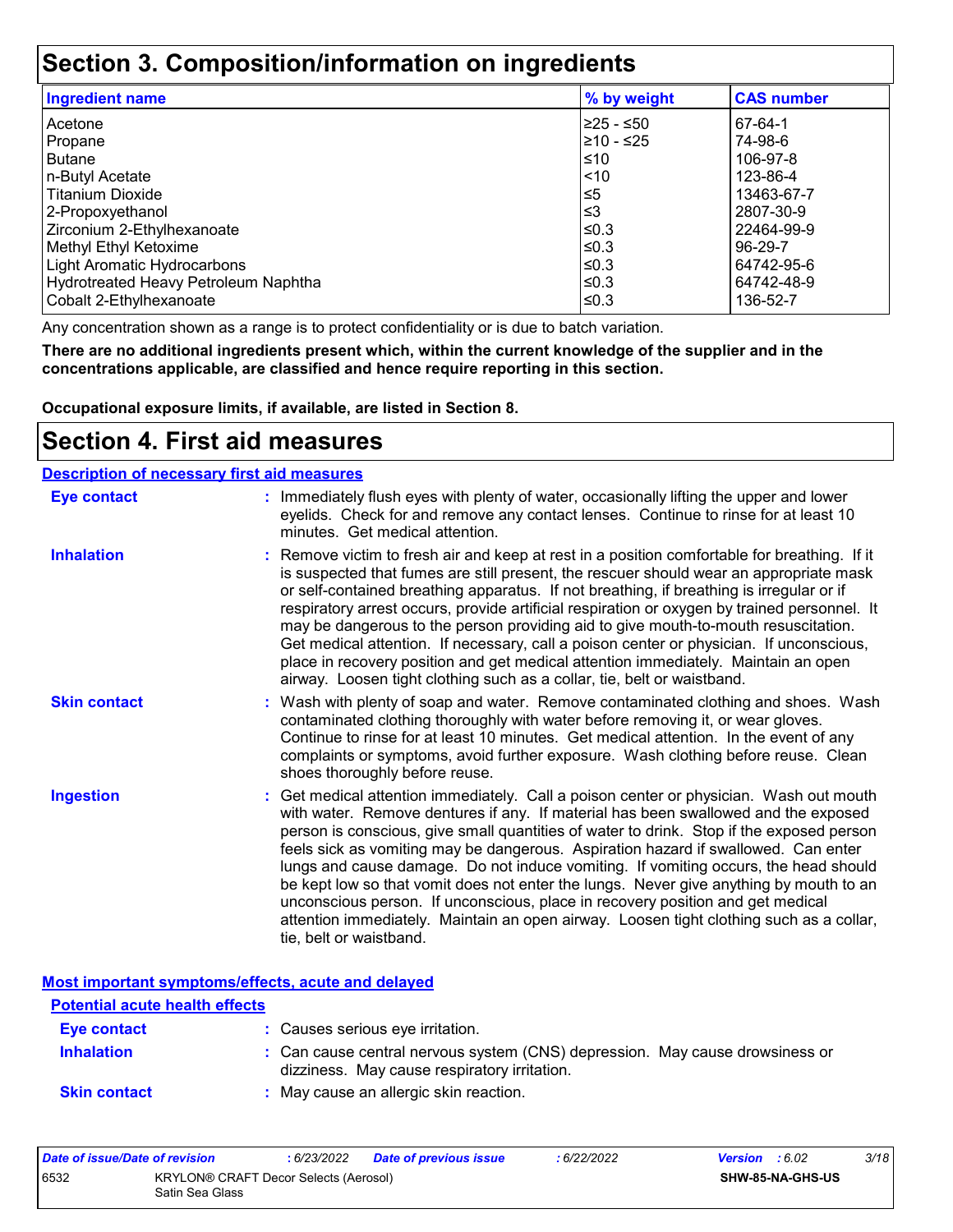# Section 3. Composition/information on ingredients

| Ingredient name | % by weight | CAS number |
|---|---|---|
| Acetone | ≥25 - ≤50 | 67-64-1 |
| Propane | ≥10 - ≤25 | 74-98-6 |
| Butane | ≤10 | 106-97-8 |
| n-Butyl Acetate | <10 | 123-86-4 |
| Titanium Dioxide | ≤5 | 13463-67-7 |
| 2-Propoxyethanol | ≤3 | 2807-30-9 |
| Zirconium 2-Ethylhexanoate | ≤0.3 | 22464-99-9 |
| Methyl Ethyl Ketoxime | ≤0.3 | 96-29-7 |
| Light Aromatic Hydrocarbons | ≤0.3 | 64742-95-6 |
| Hydrotreated Heavy Petroleum Naphtha | ≤0.3 | 64742-48-9 |
| Cobalt 2-Ethylhexanoate | ≤0.3 | 136-52-7 |

Any concentration shown as a range is to protect confidentiality or is due to batch variation.

**There are no additional ingredients present which, within the current knowledge of the supplier and in the concentrations applicable, are classified and hence require reporting in this section.**

**Occupational exposure limits, if available, are listed in Section 8.**

# Section 4. First aid measures

## Description of necessary first aid measures

**Eye contact** : Immediately flush eyes with plenty of water, occasionally lifting the upper and lower eyelids. Check for and remove any contact lenses. Continue to rinse for at least 10 minutes. Get medical attention.

**Inhalation** : Remove victim to fresh air and keep at rest in a position comfortable for breathing. If it is suspected that fumes are still present, the rescuer should wear an appropriate mask or self-contained breathing apparatus. If not breathing, if breathing is irregular or if respiratory arrest occurs, provide artificial respiration or oxygen by trained personnel. It may be dangerous to the person providing aid to give mouth-to-mouth resuscitation. Get medical attention. If necessary, call a poison center or physician. If unconscious, place in recovery position and get medical attention immediately. Maintain an open airway. Loosen tight clothing such as a collar, tie, belt or waistband.

**Skin contact** : Wash with plenty of soap and water. Remove contaminated clothing and shoes. Wash contaminated clothing thoroughly with water before removing it, or wear gloves. Continue to rinse for at least 10 minutes. Get medical attention. In the event of any complaints or symptoms, avoid further exposure. Wash clothing before reuse. Clean shoes thoroughly before reuse.

**Ingestion** : Get medical attention immediately. Call a poison center or physician. Wash out mouth with water. Remove dentures if any. If material has been swallowed and the exposed person is conscious, give small quantities of water to drink. Stop if the exposed person feels sick as vomiting may be dangerous. Aspiration hazard if swallowed. Can enter lungs and cause damage. Do not induce vomiting. If vomiting occurs, the head should be kept low so that vomit does not enter the lungs. Never give anything by mouth to an unconscious person. If unconscious, place in recovery position and get medical attention immediately. Maintain an open airway. Loosen tight clothing such as a collar, tie, belt or waistband.

## Most important symptoms/effects, acute and delayed

### Potential acute health effects

**Eye contact** : Causes serious eye irritation.

**Inhalation** : Can cause central nervous system (CNS) depression. May cause drowsiness or dizziness. May cause respiratory irritation.

**Skin contact** : May cause an allergic skin reaction.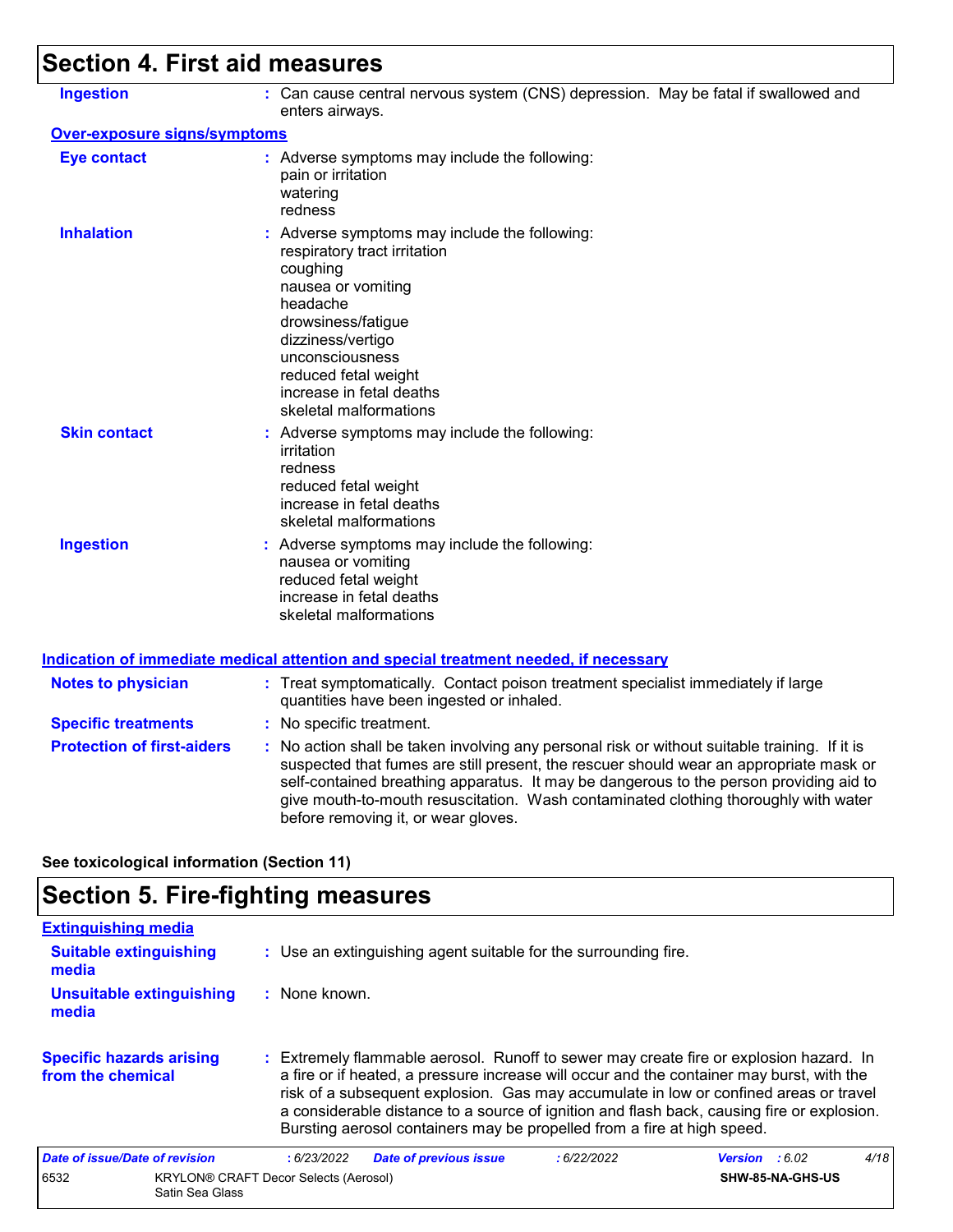## Section 4. First aid measures

**Ingestion** : Can cause central nervous system (CNS) depression. May be fatal if swallowed and enters airways.

**Over-exposure signs/symptoms**

**Eye contact** : Adverse symptoms may include the following:
pain or irritation
watering
redness

**Inhalation** : Adverse symptoms may include the following:
respiratory tract irritation
coughing
nausea or vomiting
headache
drowsiness/fatigue
dizziness/vertigo
unconsciousness
reduced fetal weight
increase in fetal deaths
skeletal malformations

**Skin contact** : Adverse symptoms may include the following:
irritation
redness
reduced fetal weight
increase in fetal deaths
skeletal malformations

**Ingestion** : Adverse symptoms may include the following:
nausea or vomiting
reduced fetal weight
increase in fetal deaths
skeletal malformations

**Indication of immediate medical attention and special treatment needed, if necessary**

**Notes to physician** : Treat symptomatically. Contact poison treatment specialist immediately if large quantities have been ingested or inhaled.

**Specific treatments** : No specific treatment.

**Protection of first-aiders** : No action shall be taken involving any personal risk or without suitable training. If it is suspected that fumes are still present, the rescuer should wear an appropriate mask or self-contained breathing apparatus. It may be dangerous to the person providing aid to give mouth-to-mouth resuscitation. Wash contaminated clothing thoroughly with water before removing it, or wear gloves.

**See toxicological information (Section 11)**

## Section 5. Fire-fighting measures

**Extinguishing media**

**Suitable extinguishing media** : Use an extinguishing agent suitable for the surrounding fire.

**Unsuitable extinguishing media** : None known.

**Specific hazards arising from the chemical** : Extremely flammable aerosol. Runoff to sewer may create fire or explosion hazard. In a fire or if heated, a pressure increase will occur and the container may burst, with the risk of a subsequent explosion. Gas may accumulate in low or confined areas or travel a considerable distance to a source of ignition and flash back, causing fire or explosion. Bursting aerosol containers may be propelled from a fire at high speed.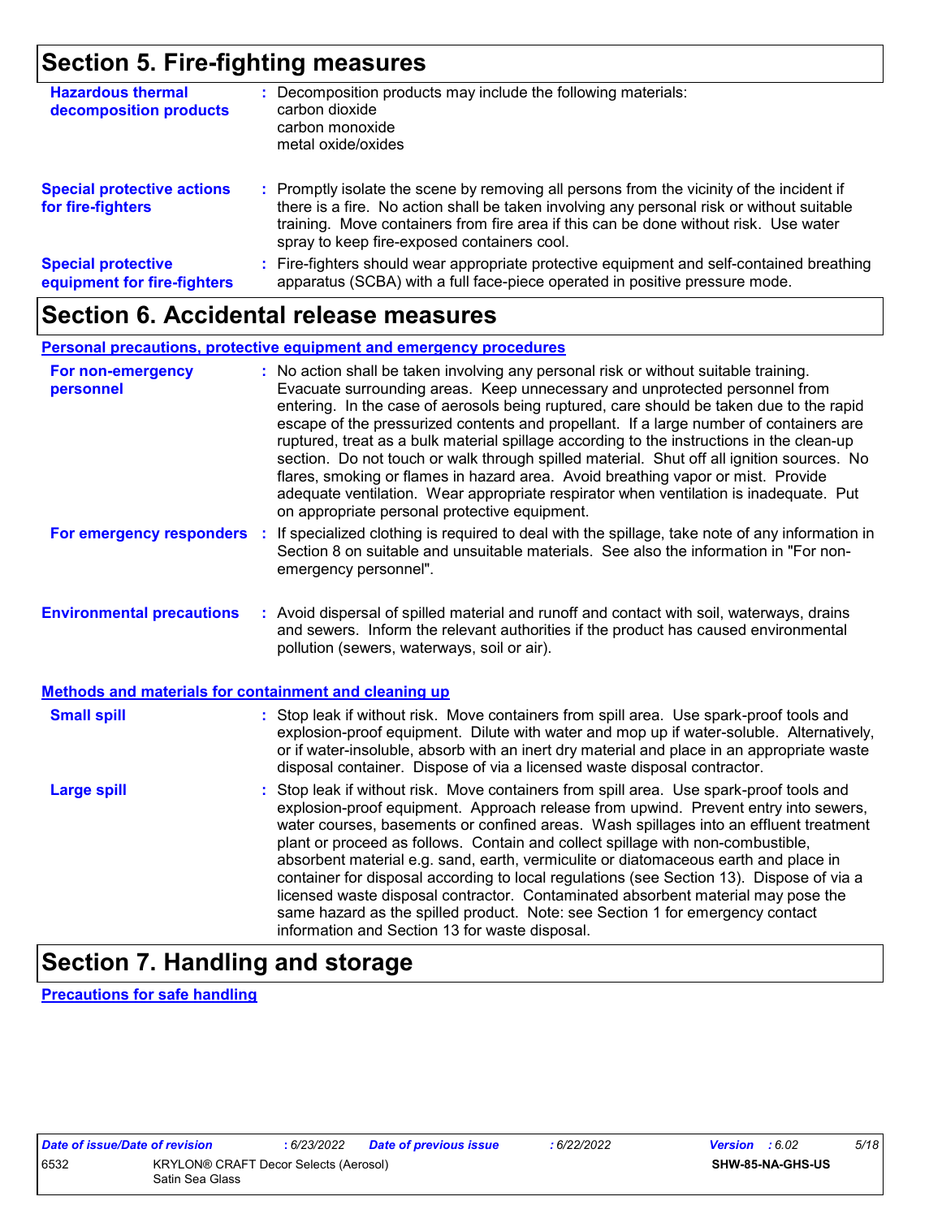## Section 5. Fire-fighting measures

**Hazardous thermal decomposition products** : Decomposition products may include the following materials:
carbon dioxide
carbon monoxide
metal oxide/oxides

**Special protective actions for fire-fighters** : Promptly isolate the scene by removing all persons from the vicinity of the incident if there is a fire. No action shall be taken involving any personal risk or without suitable training. Move containers from fire area if this can be done without risk. Use water spray to keep fire-exposed containers cool.

**Special protective equipment for fire-fighters** : Fire-fighters should wear appropriate protective equipment and self-contained breathing apparatus (SCBA) with a full face-piece operated in positive pressure mode.

## Section 6. Accidental release measures

### Personal precautions, protective equipment and emergency procedures

**For non-emergency personnel** : No action shall be taken involving any personal risk or without suitable training. Evacuate surrounding areas. Keep unnecessary and unprotected personnel from entering. In the case of aerosols being ruptured, care should be taken due to the rapid escape of the pressurized contents and propellant. If a large number of containers are ruptured, treat as a bulk material spillage according to the instructions in the clean-up section. Do not touch or walk through spilled material. Shut off all ignition sources. No flares, smoking or flames in hazard area. Avoid breathing vapor or mist. Provide adequate ventilation. Wear appropriate respirator when ventilation is inadequate. Put on appropriate personal protective equipment.

**For emergency responders** : If specialized clothing is required to deal with the spillage, take note of any information in Section 8 on suitable and unsuitable materials. See also the information in "For non-emergency personnel".

**Environmental precautions** : Avoid dispersal of spilled material and runoff and contact with soil, waterways, drains and sewers. Inform the relevant authorities if the product has caused environmental pollution (sewers, waterways, soil or air).

### Methods and materials for containment and cleaning up

**Small spill** : Stop leak if without risk. Move containers from spill area. Use spark-proof tools and explosion-proof equipment. Dilute with water and mop up if water-soluble. Alternatively, or if water-insoluble, absorb with an inert dry material and place in an appropriate waste disposal container. Dispose of via a licensed waste disposal contractor.

**Large spill** : Stop leak if without risk. Move containers from spill area. Use spark-proof tools and explosion-proof equipment. Approach release from upwind. Prevent entry into sewers, water courses, basements or confined areas. Wash spillages into an effluent treatment plant or proceed as follows. Contain and collect spillage with non-combustible, absorbent material e.g. sand, earth, vermiculite or diatomaceous earth and place in container for disposal according to local regulations (see Section 13). Dispose of via a licensed waste disposal contractor. Contaminated absorbent material may pose the same hazard as the spilled product. Note: see Section 1 for emergency contact information and Section 13 for waste disposal.

## Section 7. Handling and storage

### Precautions for safe handling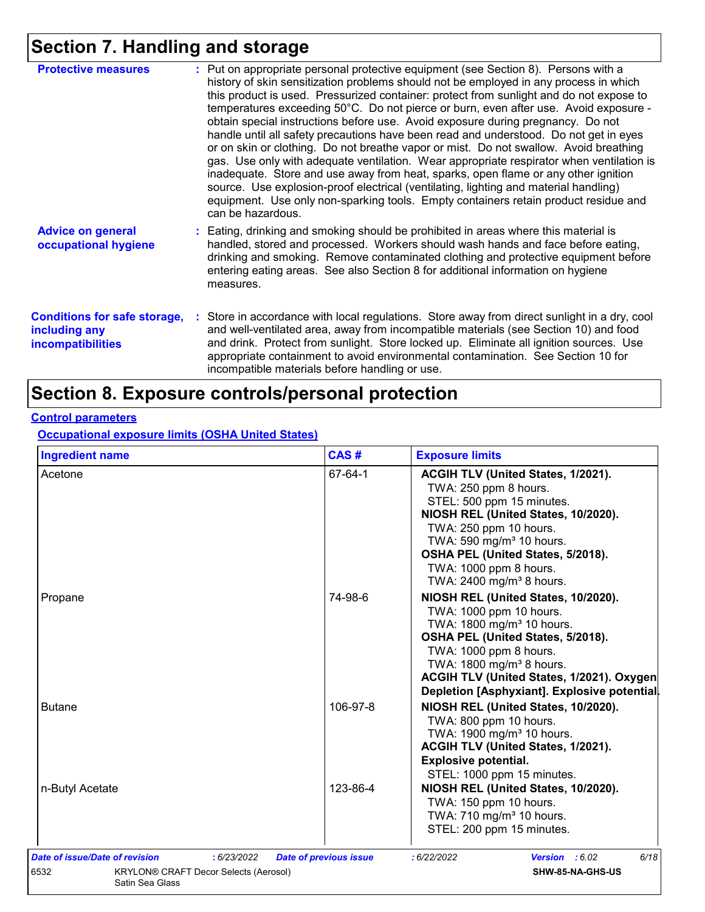# Section 7. Handling and storage

**Protective measures** : Put on appropriate personal protective equipment (see Section 8). Persons with a history of skin sensitization problems should not be employed in any process in which this product is used. Pressurized container: protect from sunlight and do not expose to temperatures exceeding 50°C. Do not pierce or burn, even after use. Avoid exposure - obtain special instructions before use. Avoid exposure during pregnancy. Do not handle until all safety precautions have been read and understood. Do not get in eyes or on skin or clothing. Do not breathe vapor or mist. Do not swallow. Avoid breathing gas. Use only with adequate ventilation. Wear appropriate respirator when ventilation is inadequate. Store and use away from heat, sparks, open flame or any other ignition source. Use explosion-proof electrical (ventilating, lighting and material handling) equipment. Use only non-sparking tools. Empty containers retain product residue and can be hazardous.

**Advice on general occupational hygiene** : Eating, drinking and smoking should be prohibited in areas where this material is handled, stored and processed. Workers should wash hands and face before eating, drinking and smoking. Remove contaminated clothing and protective equipment before entering eating areas. See also Section 8 for additional information on hygiene measures.

**Conditions for safe storage, including any incompatibilities** : Store in accordance with local regulations. Store away from direct sunlight in a dry, cool and well-ventilated area, away from incompatible materials (see Section 10) and food and drink. Protect from sunlight. Store locked up. Eliminate all ignition sources. Use appropriate containment to avoid environmental contamination. See Section 10 for incompatible materials before handling or use.

# Section 8. Exposure controls/personal protection

## Control parameters

### Occupational exposure limits (OSHA United States)

| Ingredient name | CAS # | Exposure limits |
|---|---|---|
| Acetone | 67-64-1 | **ACGIH TLV (United States, 1/2021).**<br>TWA: 250 ppm 8 hours.<br>STEL: 500 ppm 15 minutes.<br>**NIOSH REL (United States, 10/2020).**<br>TWA: 250 ppm 10 hours.<br>TWA: 590 mg/m³ 10 hours.<br>**OSHA PEL (United States, 5/2018).**<br>TWA: 1000 ppm 8 hours.<br>TWA: 2400 mg/m³ 8 hours. |
| Propane | 74-98-6 | **NIOSH REL (United States, 10/2020).**<br>TWA: 1000 ppm 10 hours.<br>TWA: 1800 mg/m³ 10 hours.<br>**OSHA PEL (United States, 5/2018).**<br>TWA: 1000 ppm 8 hours.<br>TWA: 1800 mg/m³ 8 hours.<br>**ACGIH TLV (United States, 1/2021). Oxygen Depletion [Asphyxiant]. Explosive potential.** |
| Butane | 106-97-8 | **NIOSH REL (United States, 10/2020).**<br>TWA: 800 ppm 10 hours.<br>TWA: 1900 mg/m³ 10 hours.<br>**ACGIH TLV (United States, 1/2021). Explosive potential.**<br>STEL: 1000 ppm 15 minutes. |
| n-Butyl Acetate | 123-86-4 | **NIOSH REL (United States, 10/2020).**<br>TWA: 150 ppm 10 hours.<br>TWA: 710 mg/m³ 10 hours.<br>STEL: 200 ppm 15 minutes. |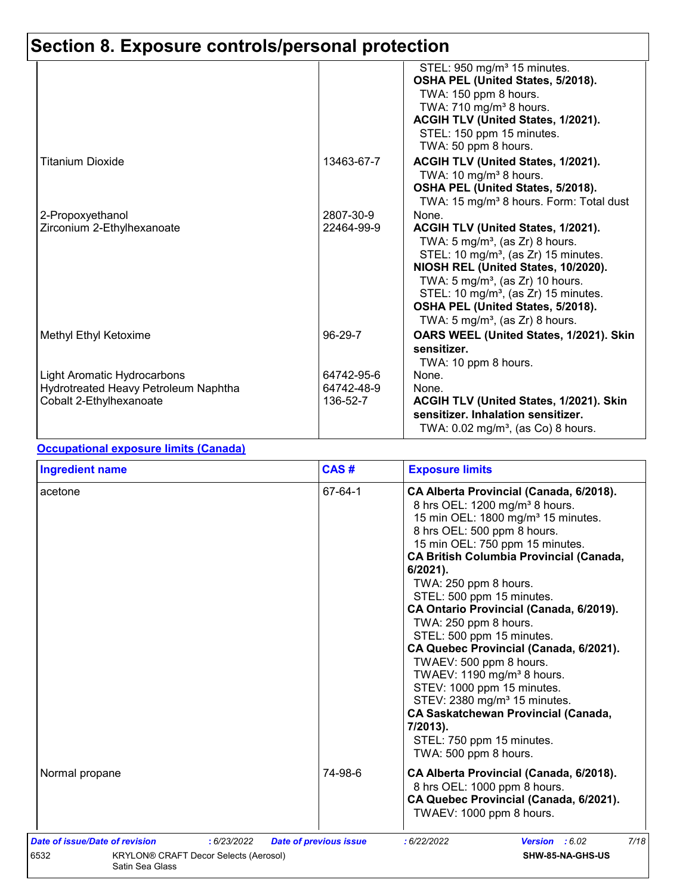# Section 8. Exposure controls/personal protection

| | | |
|---|---|---|
| | | STEL: 950 mg/m³ 15 minutes.<br>**OSHA PEL (United States, 5/2018).**<br>TWA: 150 ppm 8 hours.<br>TWA: 710 mg/m³ 8 hours.<br>**ACGIH TLV (United States, 1/2021).**<br>STEL: 150 ppm 15 minutes.<br>TWA: 50 ppm 8 hours. |
| Titanium Dioxide | 13463-67-7 | **ACGIH TLV (United States, 1/2021).**<br>TWA: 10 mg/m³ 8 hours.<br>**OSHA PEL (United States, 5/2018).**<br>TWA: 15 mg/m³ 8 hours. Form: Total dust |
| 2-Propoxyethanol | 2807-30-9 | None. |
| Zirconium 2-Ethylhexanoate | 22464-99-9 | **ACGIH TLV (United States, 1/2021).**<br>TWA: 5 mg/m³, (as Zr) 8 hours.<br>STEL: 10 mg/m³, (as Zr) 15 minutes.<br>**NIOSH REL (United States, 10/2020).**<br>TWA: 5 mg/m³, (as Zr) 10 hours.<br>STEL: 10 mg/m³, (as Zr) 15 minutes.<br>**OSHA PEL (United States, 5/2018).**<br>TWA: 5 mg/m³, (as Zr) 8 hours. |
| Methyl Ethyl Ketoxime | 96-29-7 | **OARS WEEL (United States, 1/2021). Skin sensitizer.**<br>TWA: 10 ppm 8 hours. |
| Light Aromatic Hydrocarbons | 64742-95-6 | None. |
| Hydrotreated Heavy Petroleum Naphtha | 64742-48-9 | None. |
| Cobalt 2-Ethylhexanoate | 136-52-7 | **ACGIH TLV (United States, 1/2021). Skin sensitizer. Inhalation sensitizer.**<br>TWA: 0.02 mg/m³, (as Co) 8 hours. |

**Occupational exposure limits (Canada)**

| Ingredient name | CAS # | Exposure limits |
|---|---|---|
| acetone | 67-64-1 | **CA Alberta Provincial (Canada, 6/2018).**<br>8 hrs OEL: 1200 mg/m³ 8 hours.<br>15 min OEL: 1800 mg/m³ 15 minutes.<br>8 hrs OEL: 500 ppm 8 hours.<br>15 min OEL: 750 ppm 15 minutes.<br>**CA British Columbia Provincial (Canada, 6/2021).**<br>TWA: 250 ppm 8 hours.<br>STEL: 500 ppm 15 minutes.<br>**CA Ontario Provincial (Canada, 6/2019).**<br>TWA: 250 ppm 8 hours.<br>STEL: 500 ppm 15 minutes.<br>**CA Quebec Provincial (Canada, 6/2021).**<br>TWAEV: 500 ppm 8 hours.<br>TWAEV: 1190 mg/m³ 8 hours.<br>STEV: 1000 ppm 15 minutes.<br>STEV: 2380 mg/m³ 15 minutes.<br>**CA Saskatchewan Provincial (Canada, 7/2013).**<br>STEL: 750 ppm 15 minutes.<br>TWA: 500 ppm 8 hours. |
| Normal propane | 74-98-6 | **CA Alberta Provincial (Canada, 6/2018).**<br>8 hrs OEL: 1000 ppm 8 hours.<br>**CA Quebec Provincial (Canada, 6/2021).**<br>TWAEV: 1000 ppm 8 hours. |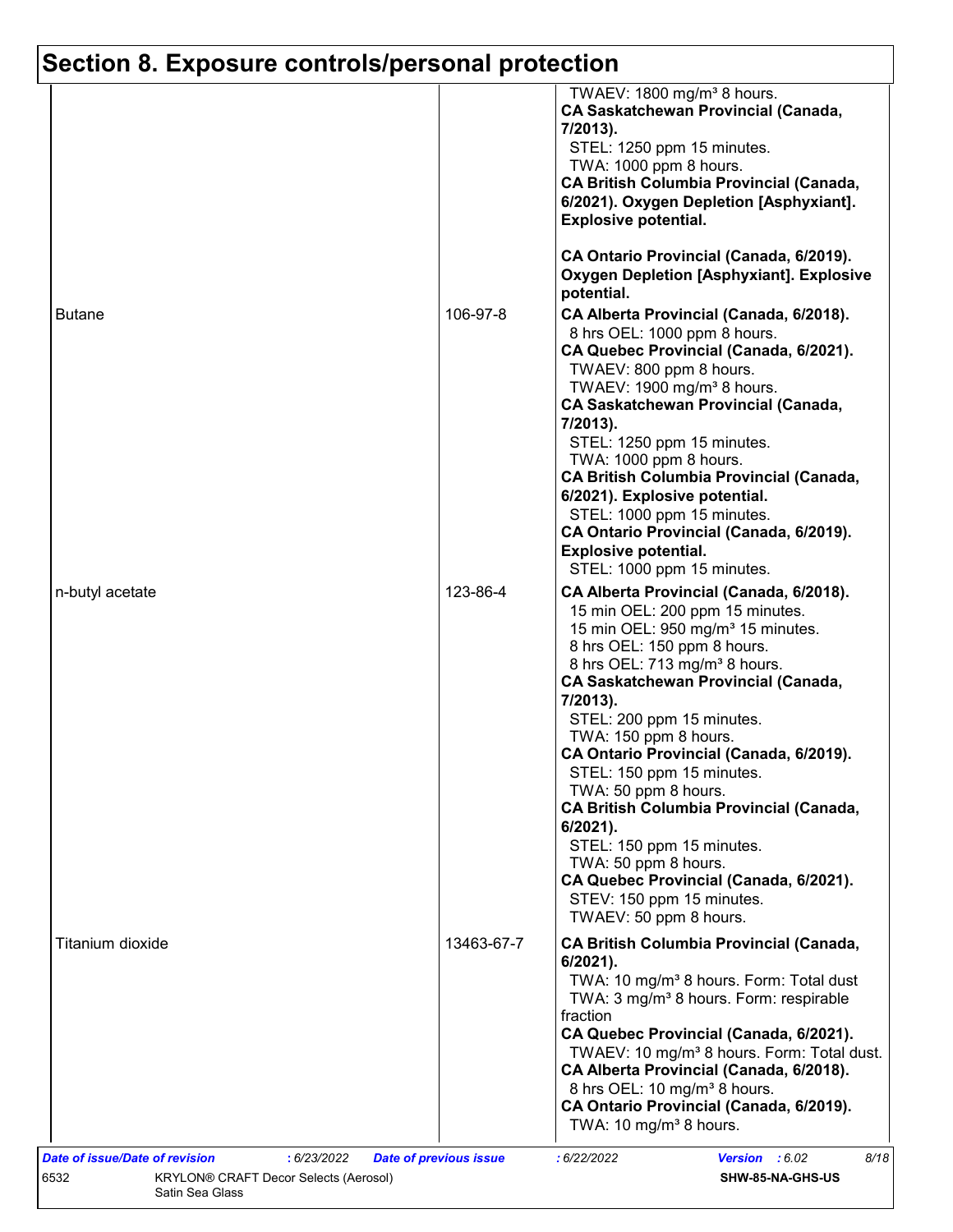## Section 8. Exposure controls/personal protection

| | | |
|---|---|---|
| | | TWAEV: 1800 mg/m³ 8 hours.<br>**CA Saskatchewan Provincial (Canada, 7/2013).**<br>STEL: 1250 ppm 15 minutes.<br>TWA: 1000 ppm 8 hours.<br>**CA British Columbia Provincial (Canada, 6/2021). Oxygen Depletion [Asphyxiant]. Explosive potential.**<br>**CA Ontario Provincial (Canada, 6/2019). Oxygen Depletion [Asphyxiant]. Explosive potential.** |
| Butane | 106-97-8 | **CA Alberta Provincial (Canada, 6/2018).**<br>8 hrs OEL: 1000 ppm 8 hours.<br>**CA Quebec Provincial (Canada, 6/2021).**<br>TWAEV: 800 ppm 8 hours.<br>TWAEV: 1900 mg/m³ 8 hours.<br>**CA Saskatchewan Provincial (Canada, 7/2013).**<br>STEL: 1250 ppm 15 minutes.<br>TWA: 1000 ppm 8 hours.<br>**CA British Columbia Provincial (Canada, 6/2021). Explosive potential.**<br>STEL: 1000 ppm 15 minutes.<br>**CA Ontario Provincial (Canada, 6/2019). Explosive potential.**<br>STEL: 1000 ppm 15 minutes. |
| n-butyl acetate | 123-86-4 | **CA Alberta Provincial (Canada, 6/2018).**<br>15 min OEL: 200 ppm 15 minutes.<br>15 min OEL: 950 mg/m³ 15 minutes.<br>8 hrs OEL: 150 ppm 8 hours.<br>8 hrs OEL: 713 mg/m³ 8 hours.<br>**CA Saskatchewan Provincial (Canada, 7/2013).**<br>STEL: 200 ppm 15 minutes.<br>TWA: 150 ppm 8 hours.<br>**CA Ontario Provincial (Canada, 6/2019).**<br>STEL: 150 ppm 15 minutes.<br>TWA: 50 ppm 8 hours.<br>**CA British Columbia Provincial (Canada, 6/2021).**<br>STEL: 150 ppm 15 minutes.<br>TWA: 50 ppm 8 hours.<br>**CA Quebec Provincial (Canada, 6/2021).**<br>STEV: 150 ppm 15 minutes.<br>TWAEV: 50 ppm 8 hours. |
| Titanium dioxide | 13463-67-7 | **CA British Columbia Provincial (Canada, 6/2021).**<br>TWA: 10 mg/m³ 8 hours. Form: Total dust<br>TWA: 3 mg/m³ 8 hours. Form: respirable fraction<br>**CA Quebec Provincial (Canada, 6/2021).**<br>TWAEV: 10 mg/m³ 8 hours. Form: Total dust.<br>**CA Alberta Provincial (Canada, 6/2018).**<br>8 hrs OEL: 10 mg/m³ 8 hours.<br>**CA Ontario Provincial (Canada, 6/2019).**<br>TWA: 10 mg/m³ 8 hours. |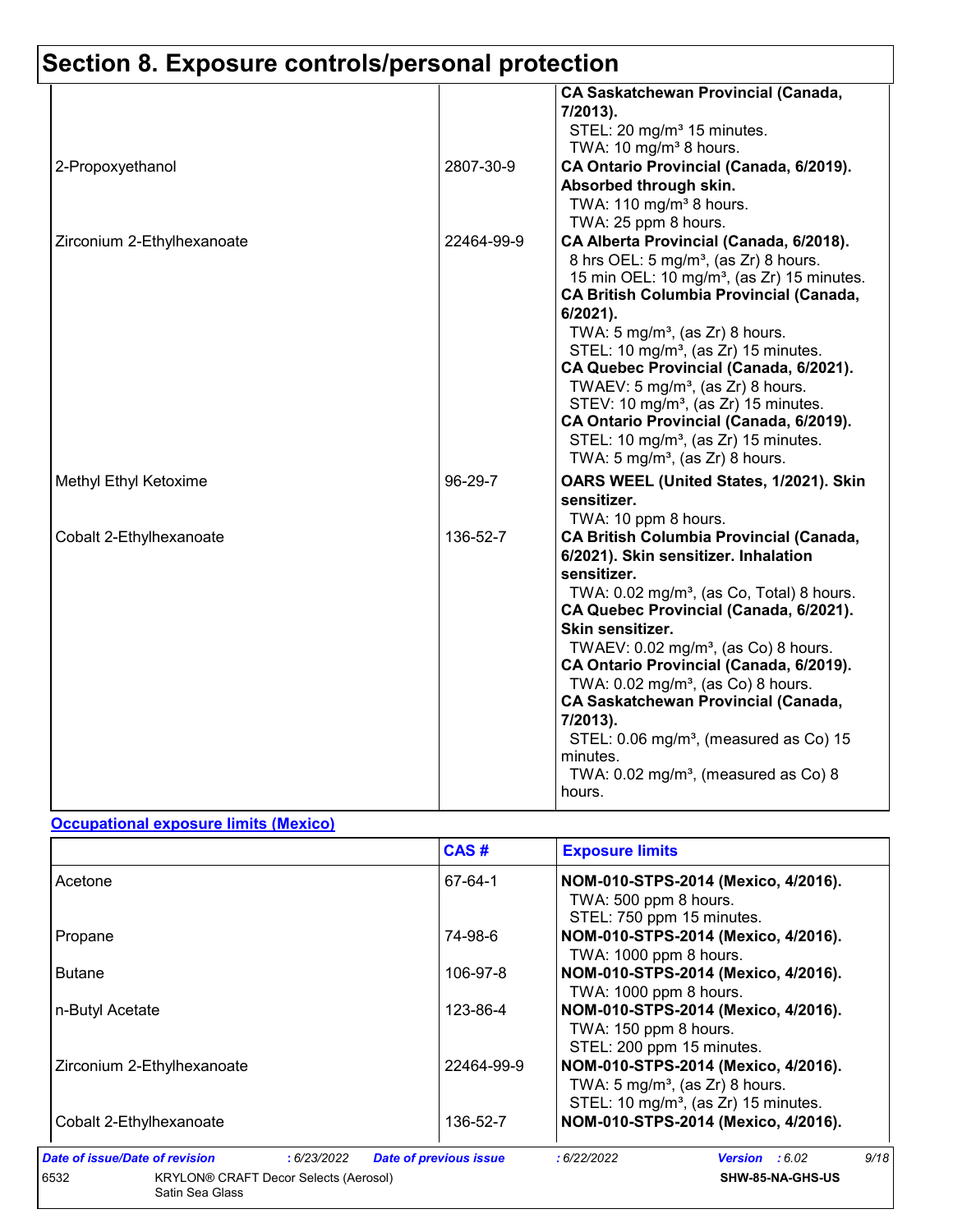# Section 8. Exposure controls/personal protection

| | | |
|---|---|---|
| | | **CA Saskatchewan Provincial (Canada, 7/2013).**<br>STEL: 20 mg/m³ 15 minutes.<br>TWA: 10 mg/m³ 8 hours. |
| 2-Propoxyethanol | 2807-30-9 | **CA Ontario Provincial (Canada, 6/2019). Absorbed through skin.**<br>TWA: 110 mg/m³ 8 hours.<br>TWA: 25 ppm 8 hours. |
| Zirconium 2-Ethylhexanoate | 22464-99-9 | **CA Alberta Provincial (Canada, 6/2018).**<br>8 hrs OEL: 5 mg/m³, (as Zr) 8 hours.<br>15 min OEL: 10 mg/m³, (as Zr) 15 minutes.<br>**CA British Columbia Provincial (Canada, 6/2021).**<br>TWA: 5 mg/m³, (as Zr) 8 hours.<br>STEL: 10 mg/m³, (as Zr) 15 minutes.<br>**CA Quebec Provincial (Canada, 6/2021).**<br>TWAEV: 5 mg/m³, (as Zr) 8 hours.<br>STEV: 10 mg/m³, (as Zr) 15 minutes.<br>**CA Ontario Provincial (Canada, 6/2019).**<br>STEL: 10 mg/m³, (as Zr) 15 minutes.<br>TWA: 5 mg/m³, (as Zr) 8 hours. |
| Methyl Ethyl Ketoxime | 96-29-7 | **OARS WEEL (United States, 1/2021). Skin sensitizer.**<br>TWA: 10 ppm 8 hours. |
| Cobalt 2-Ethylhexanoate | 136-52-7 | **CA British Columbia Provincial (Canada, 6/2021). Skin sensitizer. Inhalation sensitizer.**<br>TWA: 0.02 mg/m³, (as Co, Total) 8 hours.<br>**CA Quebec Provincial (Canada, 6/2021). Skin sensitizer.**<br>TWAEV: 0.02 mg/m³, (as Co) 8 hours.<br>**CA Ontario Provincial (Canada, 6/2019).**<br>TWA: 0.02 mg/m³, (as Co) 8 hours.<br>**CA Saskatchewan Provincial (Canada, 7/2013).**<br>STEL: 0.06 mg/m³, (measured as Co) 15 minutes.<br>TWA: 0.02 mg/m³, (measured as Co) 8 hours. |

**Occupational exposure limits (Mexico)**

| | CAS # | Exposure limits |
|---|---|---|
| Acetone | 67-64-1 | **NOM-010-STPS-2014 (Mexico, 4/2016).**<br>TWA: 500 ppm 8 hours.<br>STEL: 750 ppm 15 minutes. |
| Propane | 74-98-6 | **NOM-010-STPS-2014 (Mexico, 4/2016).**<br>TWA: 1000 ppm 8 hours. |
| Butane | 106-97-8 | **NOM-010-STPS-2014 (Mexico, 4/2016).**<br>TWA: 1000 ppm 8 hours. |
| n-Butyl Acetate | 123-86-4 | **NOM-010-STPS-2014 (Mexico, 4/2016).**<br>TWA: 150 ppm 8 hours.<br>STEL: 200 ppm 15 minutes. |
| Zirconium 2-Ethylhexanoate | 22464-99-9 | **NOM-010-STPS-2014 (Mexico, 4/2016).**<br>TWA: 5 mg/m³, (as Zr) 8 hours.<br>STEL: 10 mg/m³, (as Zr) 15 minutes. |
| Cobalt 2-Ethylhexanoate | 136-52-7 | **NOM-010-STPS-2014 (Mexico, 4/2016).** |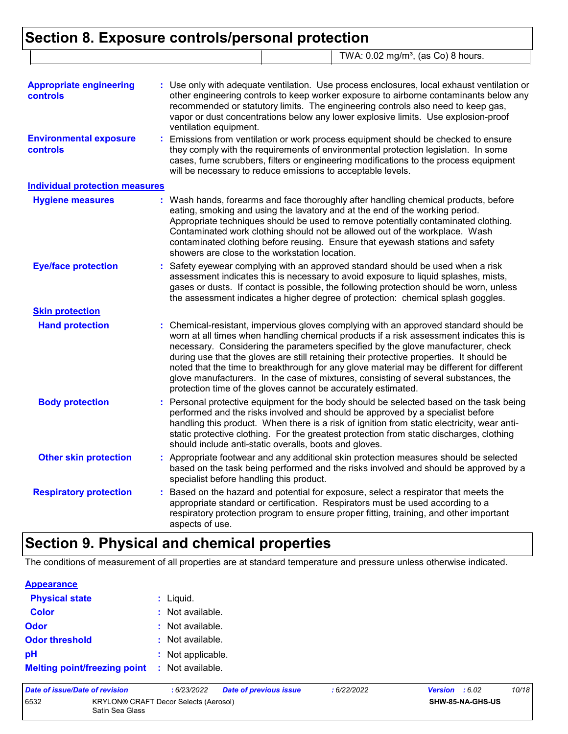# Section 8. Exposure controls/personal protection

| | | |
|---|---|---|
| | | TWA: 0.02 mg/m³, (as Co) 8 hours. |

**Appropriate engineering controls** : Use only with adequate ventilation. Use process enclosures, local exhaust ventilation or other engineering controls to keep worker exposure to airborne contaminants below any recommended or statutory limits. The engineering controls also need to keep gas, vapor or dust concentrations below any lower explosive limits. Use explosion-proof ventilation equipment.

**Environmental exposure controls** : Emissions from ventilation or work process equipment should be checked to ensure they comply with the requirements of environmental protection legislation. In some cases, fume scrubbers, filters or engineering modifications to the process equipment will be necessary to reduce emissions to acceptable levels.

## Individual protection measures

**Hygiene measures** : Wash hands, forearms and face thoroughly after handling chemical products, before eating, smoking and using the lavatory and at the end of the working period. Appropriate techniques should be used to remove potentially contaminated clothing. Contaminated work clothing should not be allowed out of the workplace. Wash contaminated clothing before reusing. Ensure that eyewash stations and safety showers are close to the workstation location.

**Eye/face protection** : Safety eyewear complying with an approved standard should be used when a risk assessment indicates this is necessary to avoid exposure to liquid splashes, mists, gases or dusts. If contact is possible, the following protection should be worn, unless the assessment indicates a higher degree of protection: chemical splash goggles.

### Skin protection

**Hand protection** : Chemical-resistant, impervious gloves complying with an approved standard should be worn at all times when handling chemical products if a risk assessment indicates this is necessary. Considering the parameters specified by the glove manufacturer, check during use that the gloves are still retaining their protective properties. It should be noted that the time to breakthrough for any glove material may be different for different glove manufacturers. In the case of mixtures, consisting of several substances, the protection time of the gloves cannot be accurately estimated.

**Body protection** : Personal protective equipment for the body should be selected based on the task being performed and the risks involved and should be approved by a specialist before handling this product. When there is a risk of ignition from static electricity, wear anti-static protective clothing. For the greatest protection from static discharges, clothing should include anti-static overalls, boots and gloves.

**Other skin protection** : Appropriate footwear and any additional skin protection measures should be selected based on the task being performed and the risks involved and should be approved by a specialist before handling this product.

**Respiratory protection** : Based on the hazard and potential for exposure, select a respirator that meets the appropriate standard or certification. Respirators must be used according to a respiratory protection program to ensure proper fitting, training, and other important aspects of use.

# Section 9. Physical and chemical properties

The conditions of measurement of all properties are at standard temperature and pressure unless otherwise indicated.

## Appearance

**Physical state** : Liquid.

**Color** : Not available.

**Odor** : Not available.

**Odor threshold** : Not available.

**pH** : Not applicable.

**Melting point/freezing point** : Not available.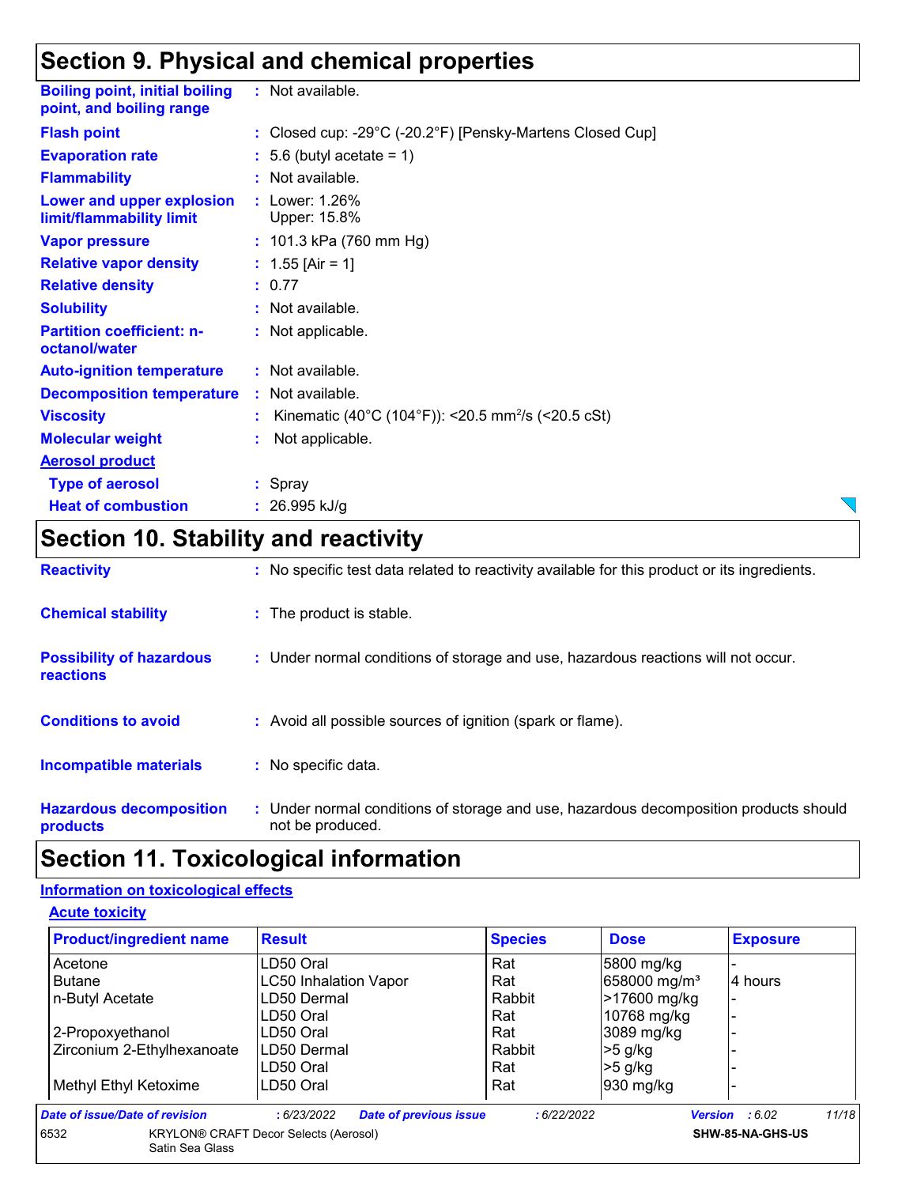## Section 9. Physical and chemical properties

| | | |
|---|---|---|
| **Boiling point, initial boiling point, and boiling range** | : | Not available. |
| **Flash point** | : | Closed cup: -29°C (-20.2°F) [Pensky-Martens Closed Cup] |
| **Evaporation rate** | : | 5.6 (butyl acetate = 1) |
| **Flammability** | : | Not available. |
| **Lower and upper explosion limit/flammability limit** | : | Lower: 1.26%<br>Upper: 15.8% |
| **Vapor pressure** | : | 101.3 kPa (760 mm Hg) |
| **Relative vapor density** | : | 1.55 [Air = 1] |
| **Relative density** | : | 0.77 |
| **Solubility** | : | Not available. |
| **Partition coefficient: n-octanol/water** | : | Not applicable. |
| **Auto-ignition temperature** | : | Not available. |
| **Decomposition temperature** | : | Not available. |
| **Viscosity** | : | Kinematic (40°C (104°F)): <20.5 $mm^2/s$ (<20.5 cSt) |
| **Molecular weight** | : | Not applicable. |

**Aerosol product**

| | | |
|---|---|---|
| **Type of aerosol** | : | Spray |
| **Heat of combustion** | : | 26.995 kJ/g |

## Section 10. Stability and reactivity

| | | |
|---|---|---|
| **Reactivity** | : | No specific test data related to reactivity available for this product or its ingredients. |
| **Chemical stability** | : | The product is stable. |
| **Possibility of hazardous reactions** | : | Under normal conditions of storage and use, hazardous reactions will not occur. |
| **Conditions to avoid** | : | Avoid all possible sources of ignition (spark or flame). |
| **Incompatible materials** | : | No specific data. |
| **Hazardous decomposition products** | : | Under normal conditions of storage and use, hazardous decomposition products should not be produced. |

## Section 11. Toxicological information

**Information on toxicological effects**

**Acute toxicity**

| Product/ingredient name | Result | Species | Dose | Exposure |
|---|---|---|---|---|
| Acetone | LD50 Oral | Rat | 5800 mg/kg | - |
| Butane | LC50 Inhalation Vapor | Rat | 658000 $mg/m^3$ | 4 hours |
| n-Butyl Acetate | LD50 Dermal | Rabbit | >17600 mg/kg | - |
| | LD50 Oral | Rat | 10768 mg/kg | - |
| 2-Propoxyethanol | LD50 Oral | Rat | 3089 mg/kg | - |
| Zirconium 2-Ethylhexanoate | LD50 Dermal | Rabbit | >5 g/kg | - |
| | LD50 Oral | Rat | >5 g/kg | - |
| Methyl Ethyl Ketoxime | LD50 Oral | Rat | 930 mg/kg | - |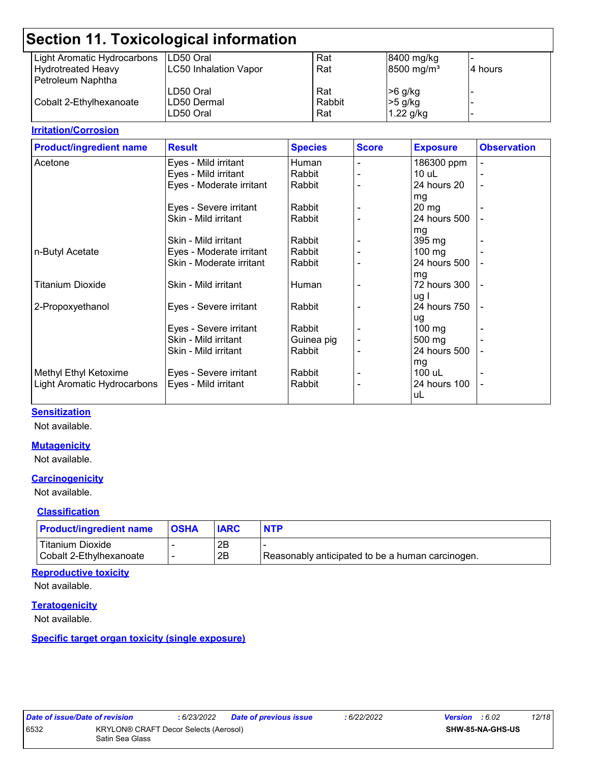## Section 11. Toxicological information

| | | | | |
|---|---|---|---|---|
| Light Aromatic Hydrocarbons | LD50 Oral | Rat | 8400 mg/kg | - |
| Hydrotreated Heavy Petroleum Naphtha | LC50 Inhalation Vapor | Rat | 8500 mg/m³ | 4 hours |
| | LD50 Oral | Rat | >6 g/kg | - |
| Cobalt 2-Ethylhexanoate | LD50 Dermal | Rabbit | >5 g/kg | - |
| | LD50 Oral | Rat | 1.22 g/kg | - |

**Irritation/Corrosion**

| Product/ingredient name | Result | Species | Score | Exposure | Observation |
|---|---|---|---|---|---|
| Acetone | Eyes - Mild irritant | Human | - | 186300 ppm | - |
| | Eyes - Mild irritant | Rabbit | - | 10 uL | - |
| | Eyes - Moderate irritant | Rabbit | - | 24 hours 20 mg | - |
| | Eyes - Severe irritant | Rabbit | - | 20 mg | - |
| | Skin - Mild irritant | Rabbit | - | 24 hours 500 mg | - |
| | Skin - Mild irritant | Rabbit | - | 395 mg | - |
| n-Butyl Acetate | Eyes - Moderate irritant | Rabbit | - | 100 mg | - |
| | Skin - Moderate irritant | Rabbit | - | 24 hours 500 mg | - |
| Titanium Dioxide | Skin - Mild irritant | Human | - | 72 hours 300 ug I | - |
| 2-Propoxyethanol | Eyes - Severe irritant | Rabbit | - | 24 hours 750 ug | - |
| | Eyes - Severe irritant | Rabbit | - | 100 mg | - |
| | Skin - Mild irritant | Guinea pig | - | 500 mg | - |
| | Skin - Mild irritant | Rabbit | - | 24 hours 500 mg | - |
| Methyl Ethyl Ketoxime | Eyes - Severe irritant | Rabbit | - | 100 uL | - |
| Light Aromatic Hydrocarbons | Eyes - Mild irritant | Rabbit | - | 24 hours 100 uL | - |

**Sensitization**

Not available.

**Mutagenicity**

Not available.

**Carcinogenicity**

Not available.

**Classification**

| Product/ingredient name | OSHA | IARC | NTP |
|---|---|---|---|
| Titanium Dioxide | - | 2B | - |
| Cobalt 2-Ethylhexanoate | - | 2B | Reasonably anticipated to be a human carcinogen. |

**Reproductive toxicity**

Not available.

**Teratogenicity**

Not available.

**Specific target organ toxicity (single exposure)**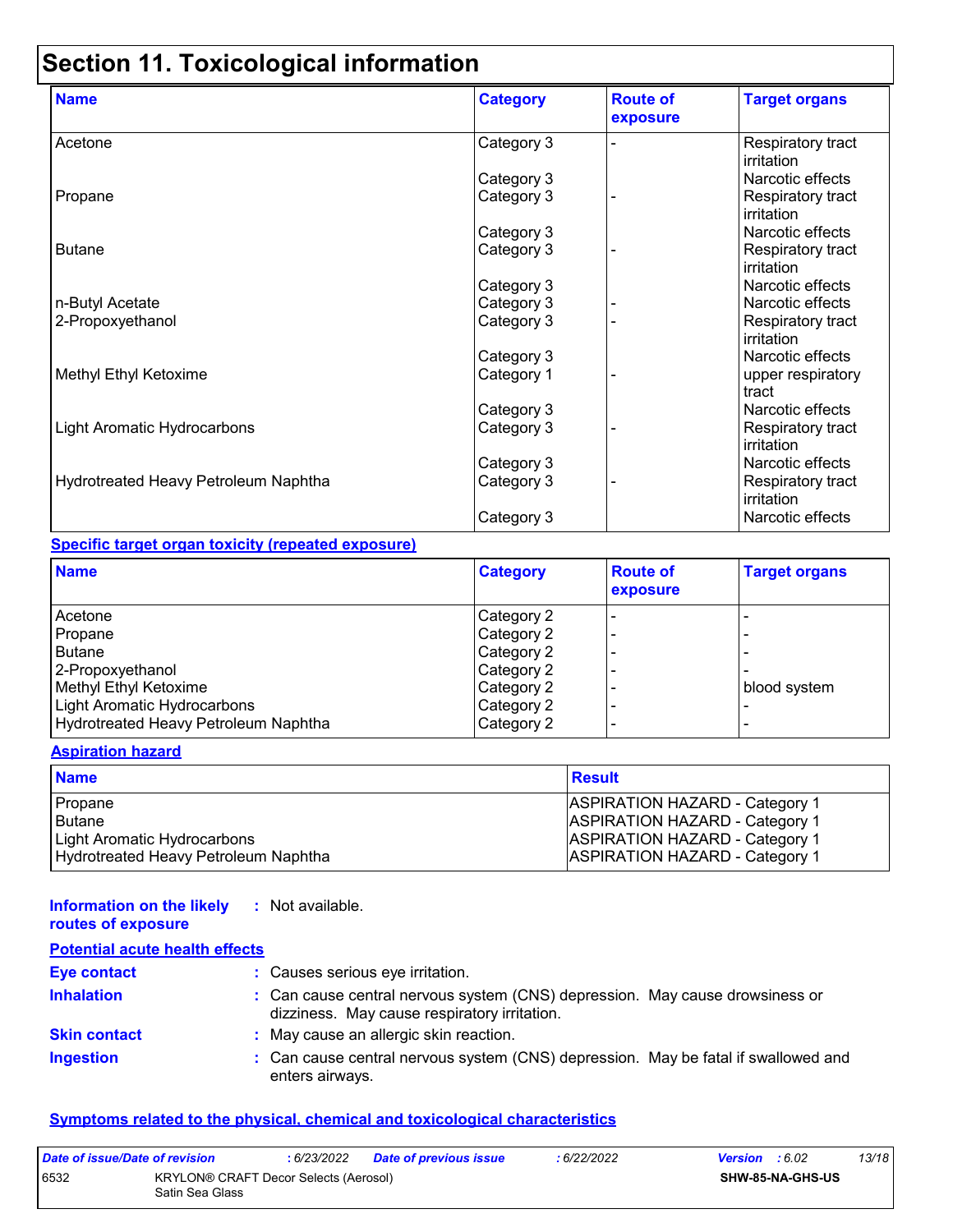# Section 11. Toxicological information

| Name | Category | Route of exposure | Target organs |
| --- | --- | --- | --- |
| Acetone | Category 3 | - | Respiratory tract irritation |
| | Category 3 | | Narcotic effects |
| Propane | Category 3 | - | Respiratory tract irritation |
| | Category 3 | | Narcotic effects |
| Butane | Category 3 | - | Respiratory tract irritation |
| | Category 3 | | Narcotic effects |
| n-Butyl Acetate | Category 3 | - | Narcotic effects |
| 2-Propoxyethanol | Category 3 | - | Respiratory tract irritation |
| | Category 3 | | Narcotic effects |
| Methyl Ethyl Ketoxime | Category 1 | - | upper respiratory tract |
| | Category 3 | | Narcotic effects |
| Light Aromatic Hydrocarbons | Category 3 | - | Respiratory tract irritation |
| | Category 3 | | Narcotic effects |
| Hydrotreated Heavy Petroleum Naphtha | Category 3 | - | Respiratory tract irritation |
| | Category 3 | | Narcotic effects |

**Specific target organ toxicity (repeated exposure)**

| Name | Category | Route of exposure | Target organs |
| --- | --- | --- | --- |
| Acetone | Category 2 | - | - |
| Propane | Category 2 | - | - |
| Butane | Category 2 | - | - |
| 2-Propoxyethanol | Category 2 | - | - |
| Methyl Ethyl Ketoxime | Category 2 | - | blood system |
| Light Aromatic Hydrocarbons | Category 2 | - | - |
| Hydrotreated Heavy Petroleum Naphtha | Category 2 | - | - |

**Aspiration hazard**

| Name | Result |
| --- | --- |
| Propane | ASPIRATION HAZARD - Category 1 |
| Butane | ASPIRATION HAZARD - Category 1 |
| Light Aromatic Hydrocarbons | ASPIRATION HAZARD - Category 1 |
| Hydrotreated Heavy Petroleum Naphtha | ASPIRATION HAZARD - Category 1 |

**Information on the likely routes of exposure** : Not available.

**Potential acute health effects**

**Eye contact** : Causes serious eye irritation.

**Inhalation** : Can cause central nervous system (CNS) depression. May cause drowsiness or dizziness. May cause respiratory irritation.

**Skin contact** : May cause an allergic skin reaction.

**Ingestion** : Can cause central nervous system (CNS) depression. May be fatal if swallowed and enters airways.

**Symptoms related to the physical, chemical and toxicological characteristics**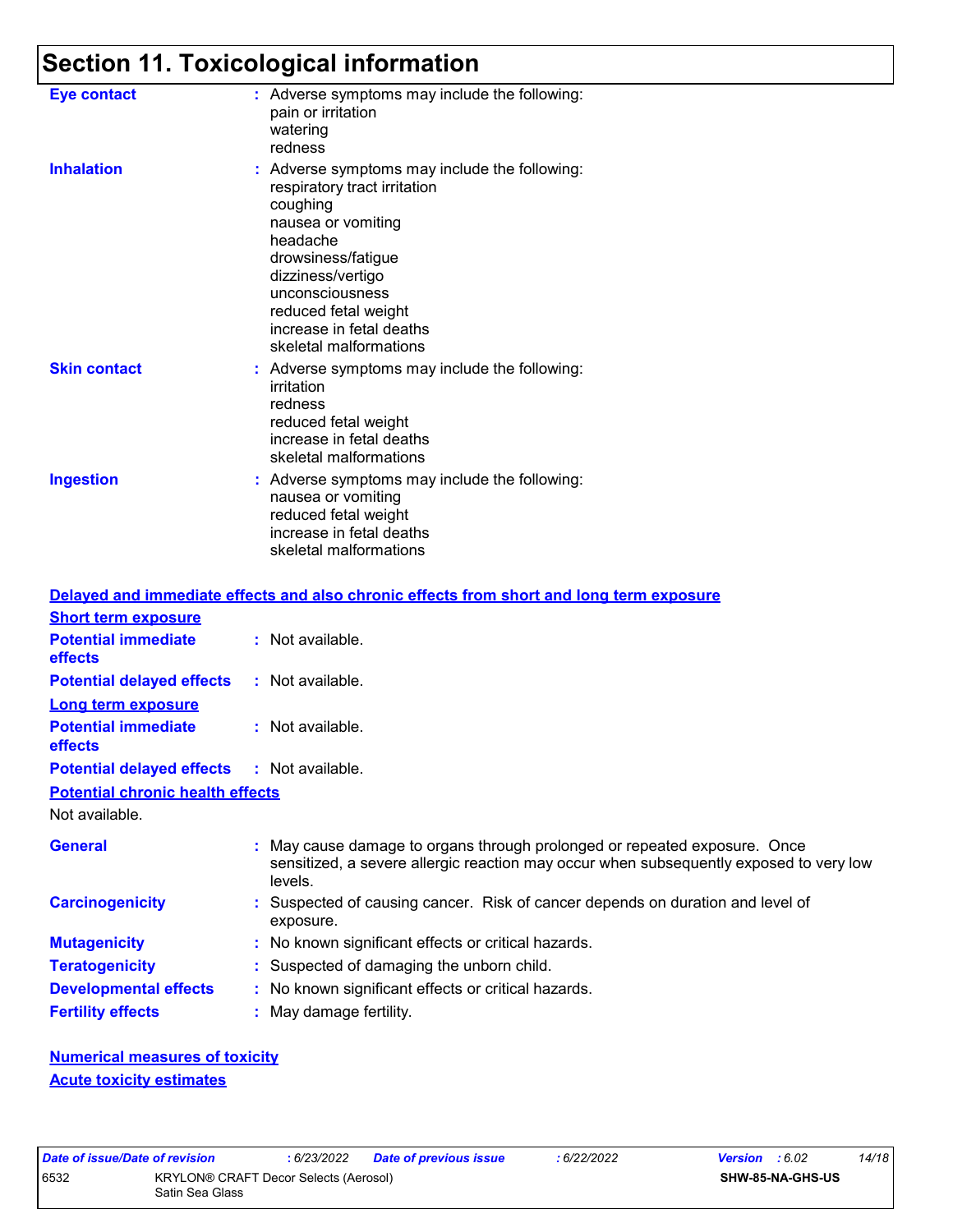# Section 11. Toxicological information

**Eye contact** : Adverse symptoms may include the following:
pain or irritation
watering
redness

**Inhalation** : Adverse symptoms may include the following:
respiratory tract irritation
coughing
nausea or vomiting
headache
drowsiness/fatigue
dizziness/vertigo
unconsciousness
reduced fetal weight
increase in fetal deaths
skeletal malformations

**Skin contact** : Adverse symptoms may include the following:
irritation
redness
reduced fetal weight
increase in fetal deaths
skeletal malformations

**Ingestion** : Adverse symptoms may include the following:
nausea or vomiting
reduced fetal weight
increase in fetal deaths
skeletal malformations

**Delayed and immediate effects and also chronic effects from short and long term exposure**

**Short term exposure**

**Potential immediate effects** : Not available.

**Potential delayed effects** : Not available.

**Long term exposure**

**Potential immediate effects** : Not available.

**Potential delayed effects** : Not available.

**Potential chronic health effects**

Not available.

**General** : May cause damage to organs through prolonged or repeated exposure. Once sensitized, a severe allergic reaction may occur when subsequently exposed to very low levels.

**Carcinogenicity** : Suspected of causing cancer. Risk of cancer depends on duration and level of exposure.

**Mutagenicity** : No known significant effects or critical hazards.

**Teratogenicity** : Suspected of damaging the unborn child.

**Developmental effects** : No known significant effects or critical hazards.

**Fertility effects** : May damage fertility.

**Numerical measures of toxicity**

**Acute toxicity estimates**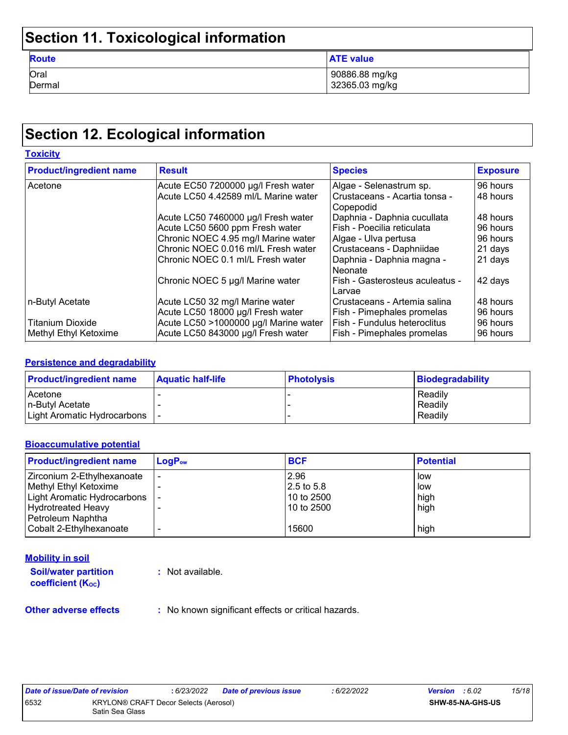# Section 11. Toxicological information

| Route | ATE value |
| --- | --- |
| Oral | 90886.88 mg/kg |
| Dermal | 32365.03 mg/kg |

# Section 12. Ecological information

## Toxicity

| Product/ingredient name | Result | Species | Exposure |
| --- | --- | --- | --- |
| Acetone | Acute EC50 7200000 µg/l Fresh water | Algae - Selenastrum sp. | 96 hours |
| | Acute LC50 4.42589 ml/L Marine water | Crustaceans - Acartia tonsa - Copepodid | 48 hours |
| | Acute LC50 7460000 µg/l Fresh water | Daphnia - Daphnia cucullata | 48 hours |
| | Acute LC50 5600 ppm Fresh water | Fish - Poecilia reticulata | 96 hours |
| | Chronic NOEC 4.95 mg/l Marine water | Algae - Ulva pertusa | 96 hours |
| | Chronic NOEC 0.016 ml/L Fresh water | Crustaceans - Daphniidae | 21 days |
| | Chronic NOEC 0.1 ml/L Fresh water | Daphnia - Daphnia magna - Neonate | 21 days |
| | Chronic NOEC 5 µg/l Marine water | Fish - Gasterosteus aculeatus - Larvae | 42 days |
| n-Butyl Acetate | Acute LC50 32 mg/l Marine water | Crustaceans - Artemia salina | 48 hours |
| | Acute LC50 18000 µg/l Fresh water | Fish - Pimephales promelas | 96 hours |
| Titanium Dioxide | Acute LC50 >1000000 µg/l Marine water | Fish - Fundulus heteroclitus | 96 hours |
| Methyl Ethyl Ketoxime | Acute LC50 843000 µg/l Fresh water | Fish - Pimephales promelas | 96 hours |

## Persistence and degradability

| Product/ingredient name | Aquatic half-life | Photolysis | Biodegradability |
| --- | --- | --- | --- |
| Acetone | - | - | Readily |
| n-Butyl Acetate | - | - | Readily |
| Light Aromatic Hydrocarbons | - | - | Readily |

## Bioaccumulative potential

| Product/ingredient name | $LogP_{ow}$ | BCF | Potential |
| --- | --- | --- | --- |
| Zirconium 2-Ethylhexanoate | - | 2.96 | low |
| Methyl Ethyl Ketoxime | - | 2.5 to 5.8 | low |
| Light Aromatic Hydrocarbons | - | 10 to 2500 | high |
| Hydrotreated Heavy Petroleum Naphtha | - | 10 to 2500 | high |
| Cobalt 2-Ethylhexanoate | - | 15600 | high |

## Mobility in soil

**Soil/water partition coefficient ($K_{OC}$)** : Not available.

**Other adverse effects** : No known significant effects or critical hazards.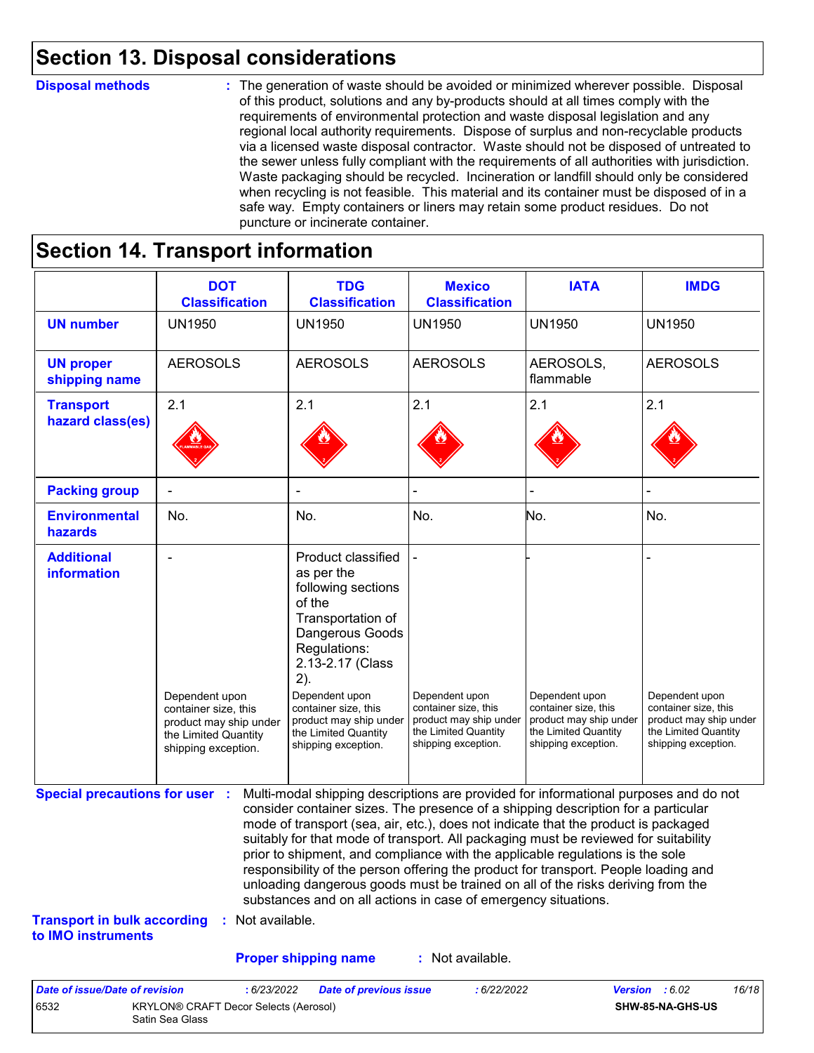## Section 13. Disposal considerations

**Disposal methods** : The generation of waste should be avoided or minimized wherever possible. Disposal of this product, solutions and any by-products should at all times comply with the requirements of environmental protection and waste disposal legislation and any regional local authority requirements. Dispose of surplus and non-recyclable products via a licensed waste disposal contractor. Waste should not be disposed of untreated to the sewer unless fully compliant with the requirements of all authorities with jurisdiction. Waste packaging should be recycled. Incineration or landfill should only be considered when recycling is not feasible. This material and its container must be disposed of in a safe way. Empty containers or liners may retain some product residues. Do not puncture or incinerate container.

## Section 14. Transport information

| | DOT Classification | TDG Classification | Mexico Classification | IATA | IMDG |
|---|---|---|---|---|---|
| **UN number** | UN1950 | UN1950 | UN1950 | UN1950 | UN1950 |
| **UN proper shipping name** | AEROSOLS | AEROSOLS | AEROSOLS | AEROSOLS, flammable | AEROSOLS |
| **Transport hazard class(es)** | 2.1 | 2.1 | 2.1 | 2.1 | 2.1 |
| **Packing group** | - | - | - | - | - |
| **Environmental hazards** | No. | No. | No. | No. | No. |
| **Additional information** | - Dependent upon container size, this product may ship under the Limited Quantity shipping exception. | Product classified as per the following sections of the Transportation of Dangerous Goods Regulations: 2.13-2.17 (Class 2). Dependent upon container size, this product may ship under the Limited Quantity shipping exception. | - Dependent upon container size, this product may ship under the Limited Quantity shipping exception. | - Dependent upon container size, this product may ship under the Limited Quantity shipping exception. | - Dependent upon container size, this product may ship under the Limited Quantity shipping exception. |

**Special precautions for user** : Multi-modal shipping descriptions are provided for informational purposes and do not consider container sizes. The presence of a shipping description for a particular mode of transport (sea, air, etc.), does not indicate that the product is packaged suitably for that mode of transport. All packaging must be reviewed for suitability prior to shipment, and compliance with the applicable regulations is the sole responsibility of the person offering the product for transport. People loading and unloading dangerous goods must be trained on all of the risks deriving from the substances and on all actions in case of emergency situations.

**Transport in bulk according to IMO instruments** : Not available.

**Proper shipping name** : Not available.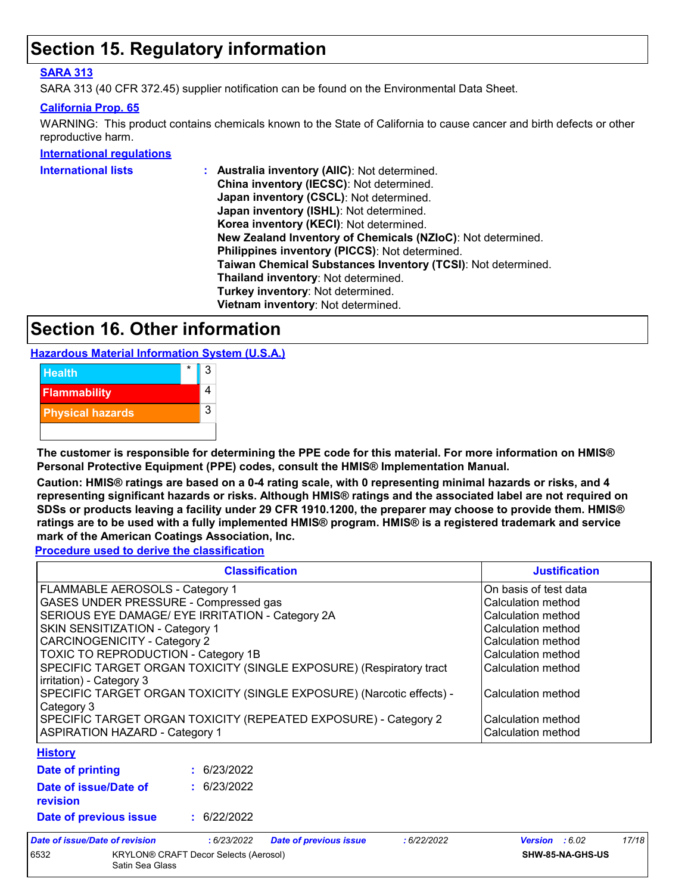# Section 15. Regulatory information

**SARA 313**

SARA 313 (40 CFR 372.45) supplier notification can be found on the Environmental Data Sheet.

**California Prop. 65**

WARNING: This product contains chemicals known to the State of California to cause cancer and birth defects or other reproductive harm.

**International regulations**

**International lists** :
- **Australia inventory (AIIC)**: Not determined.
- **China inventory (IECSC)**: Not determined.
- **Japan inventory (CSCL)**: Not determined.
- **Japan inventory (ISHL)**: Not determined.
- **Korea inventory (KECI)**: Not determined.
- **New Zealand Inventory of Chemicals (NZIoC)**: Not determined.
- **Philippines inventory (PICCS)**: Not determined.
- **Taiwan Chemical Substances Inventory (TCSI)**: Not determined.
- **Thailand inventory**: Not determined.
- **Turkey inventory**: Not determined.
- **Vietnam inventory**: Not determined.

# Section 16. Other information

**Hazardous Material Information System (U.S.A.)**

| | | |
|---|---|---|
| Health | * | 3 |
| Flammability | | 4 |
| Physical hazards | | 3 |
| | | |

**The customer is responsible for determining the PPE code for this material. For more information on HMIS® Personal Protective Equipment (PPE) codes, consult the HMIS® Implementation Manual.**

**Caution: HMIS® ratings are based on a 0-4 rating scale, with 0 representing minimal hazards or risks, and 4 representing significant hazards or risks. Although HMIS® ratings and the associated label are not required on SDSs or products leaving a facility under 29 CFR 1910.1200, the preparer may choose to provide them. HMIS® ratings are to be used with a fully implemented HMIS® program. HMIS® is a registered trademark and service mark of the American Coatings Association, Inc.**

**Procedure used to derive the classification**

| Classification | Justification |
|---|---|
| FLAMMABLE AEROSOLS - Category 1 | On basis of test data |
| GASES UNDER PRESSURE - Compressed gas | Calculation method |
| SERIOUS EYE DAMAGE/ EYE IRRITATION - Category 2A | Calculation method |
| SKIN SENSITIZATION - Category 1 | Calculation method |
| CARCINOGENICITY - Category 2 | Calculation method |
| TOXIC TO REPRODUCTION - Category 1B | Calculation method |
| SPECIFIC TARGET ORGAN TOXICITY (SINGLE EXPOSURE) (Respiratory tract irritation) - Category 3 | Calculation method |
| SPECIFIC TARGET ORGAN TOXICITY (SINGLE EXPOSURE) (Narcotic effects) - Category 3 | Calculation method |
| SPECIFIC TARGET ORGAN TOXICITY (REPEATED EXPOSURE) - Category 2 | Calculation method |
| ASPIRATION HAZARD - Category 1 | Calculation method |

**History**

**Date of printing** : 6/23/2022

**Date of issue/Date of revision** : 6/23/2022

**Date of previous issue** : 6/22/2022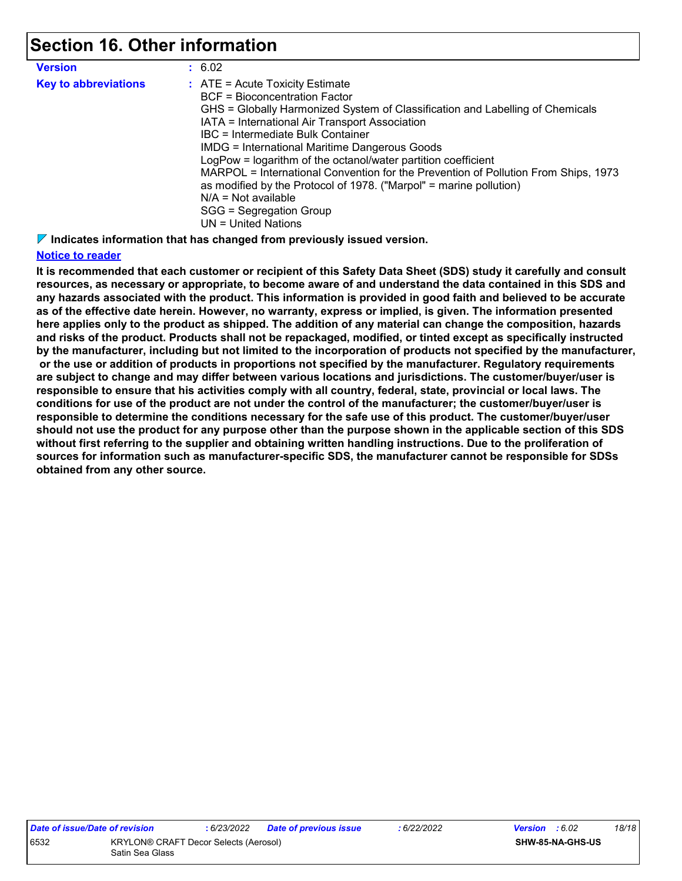# Section 16. Other information

**Version** : 6.02

**Key to abbreviations** : ATE = Acute Toxicity Estimate
BCF = Bioconcentration Factor
GHS = Globally Harmonized System of Classification and Labelling of Chemicals
IATA = International Air Transport Association
IBC = Intermediate Bulk Container
IMDG = International Maritime Dangerous Goods
LogPow = logarithm of the octanol/water partition coefficient
MARPOL = International Convention for the Prevention of Pollution From Ships, 1973 as modified by the Protocol of 1978. ("Marpol" = marine pollution)
N/A = Not available
SGG = Segregation Group
UN = United Nations

**Indicates information that has changed from previously issued version.**

**Notice to reader**

**It is recommended that each customer or recipient of this Safety Data Sheet (SDS) study it carefully and consult resources, as necessary or appropriate, to become aware of and understand the data contained in this SDS and any hazards associated with the product. This information is provided in good faith and believed to be accurate as of the effective date herein. However, no warranty, express or implied, is given. The information presented here applies only to the product as shipped. The addition of any material can change the composition, hazards and risks of the product. Products shall not be repackaged, modified, or tinted except as specifically instructed by the manufacturer, including but not limited to the incorporation of products not specified by the manufacturer, or the use or addition of products in proportions not specified by the manufacturer. Regulatory requirements are subject to change and may differ between various locations and jurisdictions. The customer/buyer/user is responsible to ensure that his activities comply with all country, federal, state, provincial or local laws. The conditions for use of the product are not under the control of the manufacturer; the customer/buyer/user is responsible to determine the conditions necessary for the safe use of this product. The customer/buyer/user should not use the product for any purpose other than the purpose shown in the applicable section of this SDS without first referring to the supplier and obtaining written handling instructions. Due to the proliferation of sources for information such as manufacturer-specific SDS, the manufacturer cannot be responsible for SDSs obtained from any other source.**